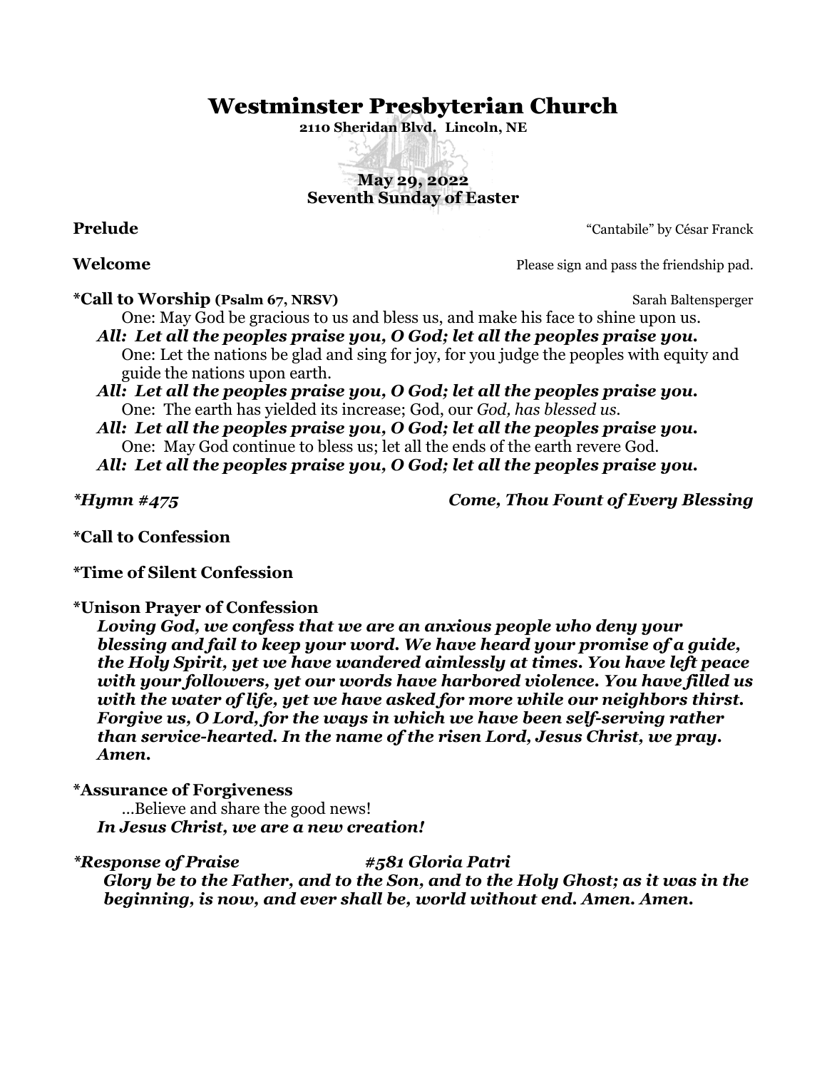# Westminster Presbyterian Church

**2110 Sheridan Blvd. Lincoln, NE**

**May 29, 2022**
**Seventh Sunday of Easter**

**Prelude** "Cantabile" by César Franck

**Welcome** Please sign and pass the friendship pad.

**\*Call to Worship (Psalm 67, NRSV)** Sarah Baltensperger

One: May God be gracious to us and bless us, and make his face to shine upon us.

***All: Let all the peoples praise you, O God; let all the peoples praise you.***

One: Let the nations be glad and sing for joy, for you judge the peoples with equity and guide the nations upon earth.

***All: Let all the peoples praise you, O God; let all the peoples praise you.***

One: The earth has yielded its increase; God, our *God, has blessed us.*

***All: Let all the peoples praise you, O God; let all the peoples praise you.***

One: May God continue to bless us; let all the ends of the earth revere God.

***All: Let all the peoples praise you, O God; let all the peoples praise you.***

***\*Hymn #475 Come, Thou Fount of Every Blessing***

**\*Call to Confession**

**\*Time of Silent Confession**

**\*Unison Prayer of Confession**

***Loving God, we confess that we are an anxious people who deny your blessing and fail to keep your word. We have heard your promise of a guide, the Holy Spirit, yet we have wandered aimlessly at times. You have left peace with your followers, yet our words have harbored violence. You have filled us with the water of life, yet we have asked for more while our neighbors thirst. Forgive us, O Lord, for the ways in which we have been self-serving rather than service-hearted. In the name of the risen Lord, Jesus Christ, we pray. Amen.***

**\*Assurance of Forgiveness**

…Believe and share the good news!

***In Jesus Christ, we are a new creation!***

***\*Response of Praise #581 Gloria Patri***

***Glory be to the Father, and to the Son, and to the Holy Ghost; as it was in the beginning, is now, and ever shall be, world without end. Amen. Amen.***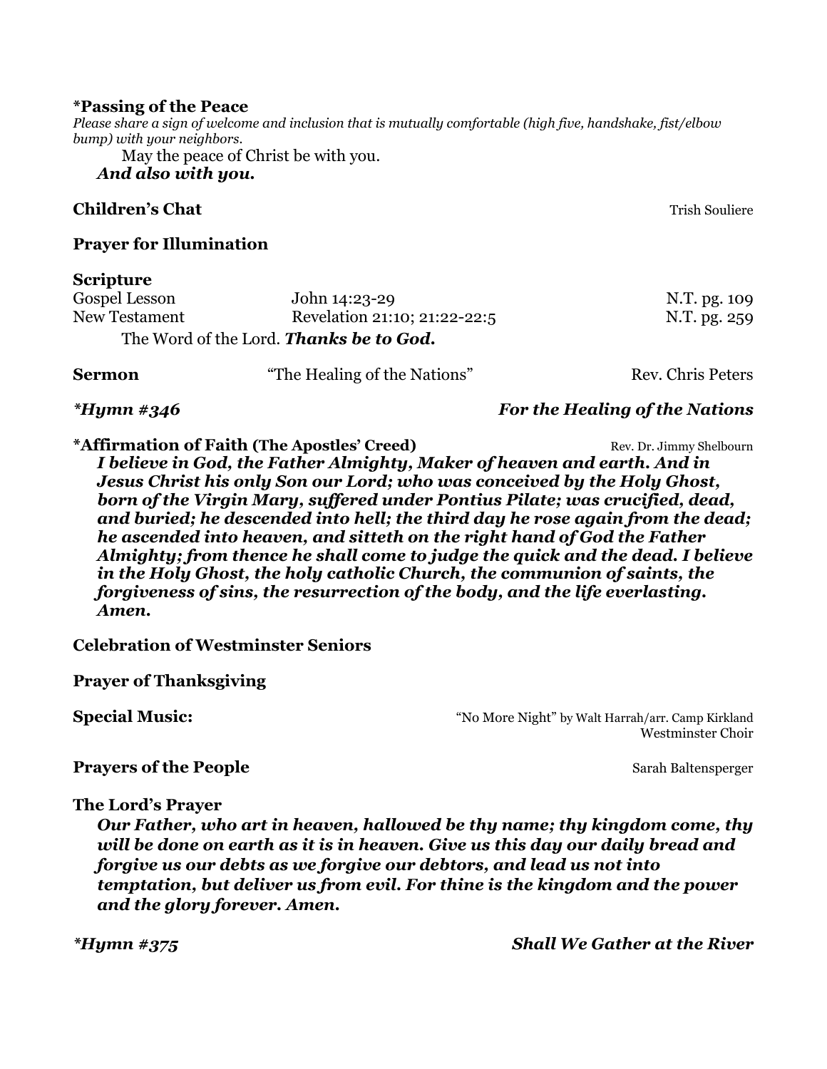**\*Passing of the Peace**

*Please share a sign of welcome and inclusion that is mutually comfortable (high five, handshake, fist/elbow bump) with your neighbors.*

May the peace of Christ be with you.
***And also with you.***

**Children's Chat** Trish Souliere

**Prayer for Illumination**

**Scripture**

| | | |
|---|---|---|
| Gospel Lesson | John 14:23-29 | N.T. pg. 109 |
| New Testament | Revelation 21:10; 21:22-22:5 | N.T. pg. 259 |

The Word of the Lord. ***Thanks be to God.***

**Sermon** "The Healing of the Nations" Rev. Chris Peters

***\*Hymn #346*** ***For the Healing of the Nations***

**\*Affirmation of Faith (The Apostles' Creed)** Rev. Dr. Jimmy Shelbourn

***I believe in God, the Father Almighty, Maker of heaven and earth. And in Jesus Christ his only Son our Lord; who was conceived by the Holy Ghost, born of the Virgin Mary, suffered under Pontius Pilate; was crucified, dead, and buried; he descended into hell; the third day he rose again from the dead; he ascended into heaven, and sitteth on the right hand of God the Father Almighty; from thence he shall come to judge the quick and the dead. I believe in the Holy Ghost, the holy catholic Church, the communion of saints, the forgiveness of sins, the resurrection of the body, and the life everlasting. Amen.***

**Celebration of Westminster Seniors**

**Prayer of Thanksgiving**

**Special Music:** "No More Night" by Walt Harrah/arr. Camp Kirkland
Westminster Choir

**Prayers of the People** Sarah Baltensperger

**The Lord's Prayer**

***Our Father, who art in heaven, hallowed be thy name; thy kingdom come, thy will be done on earth as it is in heaven. Give us this day our daily bread and forgive us our debts as we forgive our debtors, and lead us not into temptation, but deliver us from evil. For thine is the kingdom and the power and the glory forever. Amen.***

***\*Hymn #375*** ***Shall We Gather at the River***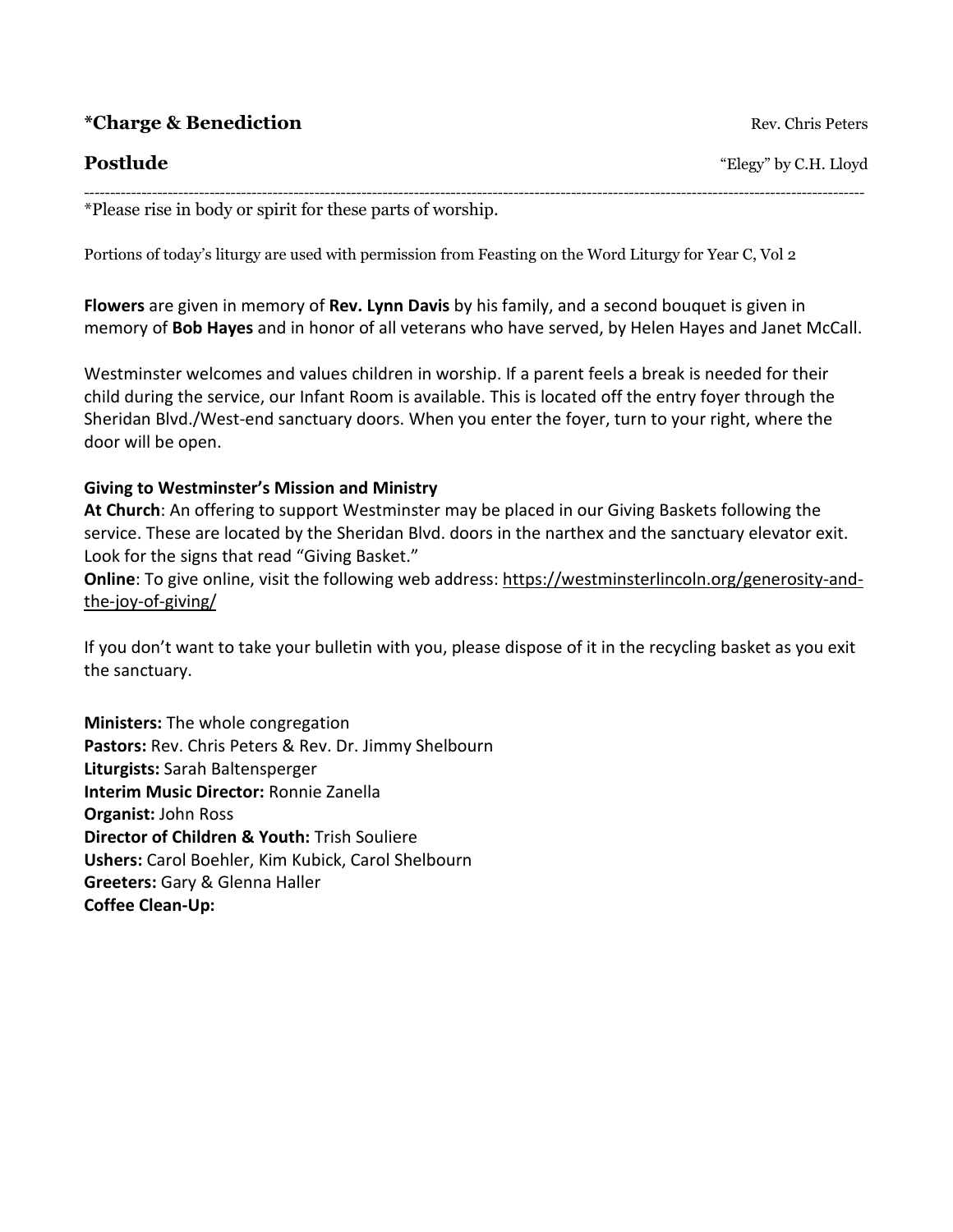**\*Charge & Benediction** Rev. Chris Peters

**Postlude** "Elegy" by C.H. Lloyd

---

*Please rise in body or spirit for these parts of worship.

Portions of today's liturgy are used with permission from Feasting on the Word Liturgy for Year C, Vol 2

**Flowers** are given in memory of **Rev. Lynn Davis** by his family, and a second bouquet is given in memory of **Bob Hayes** and in honor of all veterans who have served, by Helen Hayes and Janet McCall.

Westminster welcomes and values children in worship. If a parent feels a break is needed for their child during the service, our Infant Room is available. This is located off the entry foyer through the Sheridan Blvd./West-end sanctuary doors. When you enter the foyer, turn to your right, where the door will be open.

**Giving to Westminster's Mission and Ministry**
**At Church**: An offering to support Westminster may be placed in our Giving Baskets following the service. These are located by the Sheridan Blvd. doors in the narthex and the sanctuary elevator exit. Look for the signs that read "Giving Basket."
**Online**: To give online, visit the following web address: https://westminsterlincoln.org/generosity-and-the-joy-of-giving/

If you don't want to take your bulletin with you, please dispose of it in the recycling basket as you exit the sanctuary.

**Ministers:** The whole congregation
**Pastors:** Rev. Chris Peters & Rev. Dr. Jimmy Shelbourn
**Liturgists:** Sarah Baltensperger
**Interim Music Director:** Ronnie Zanella
**Organist:** John Ross
**Director of Children & Youth:** Trish Souliere
**Ushers:** Carol Boehler, Kim Kubick, Carol Shelbourn
**Greeters:** Gary & Glenna Haller
**Coffee Clean-Up:**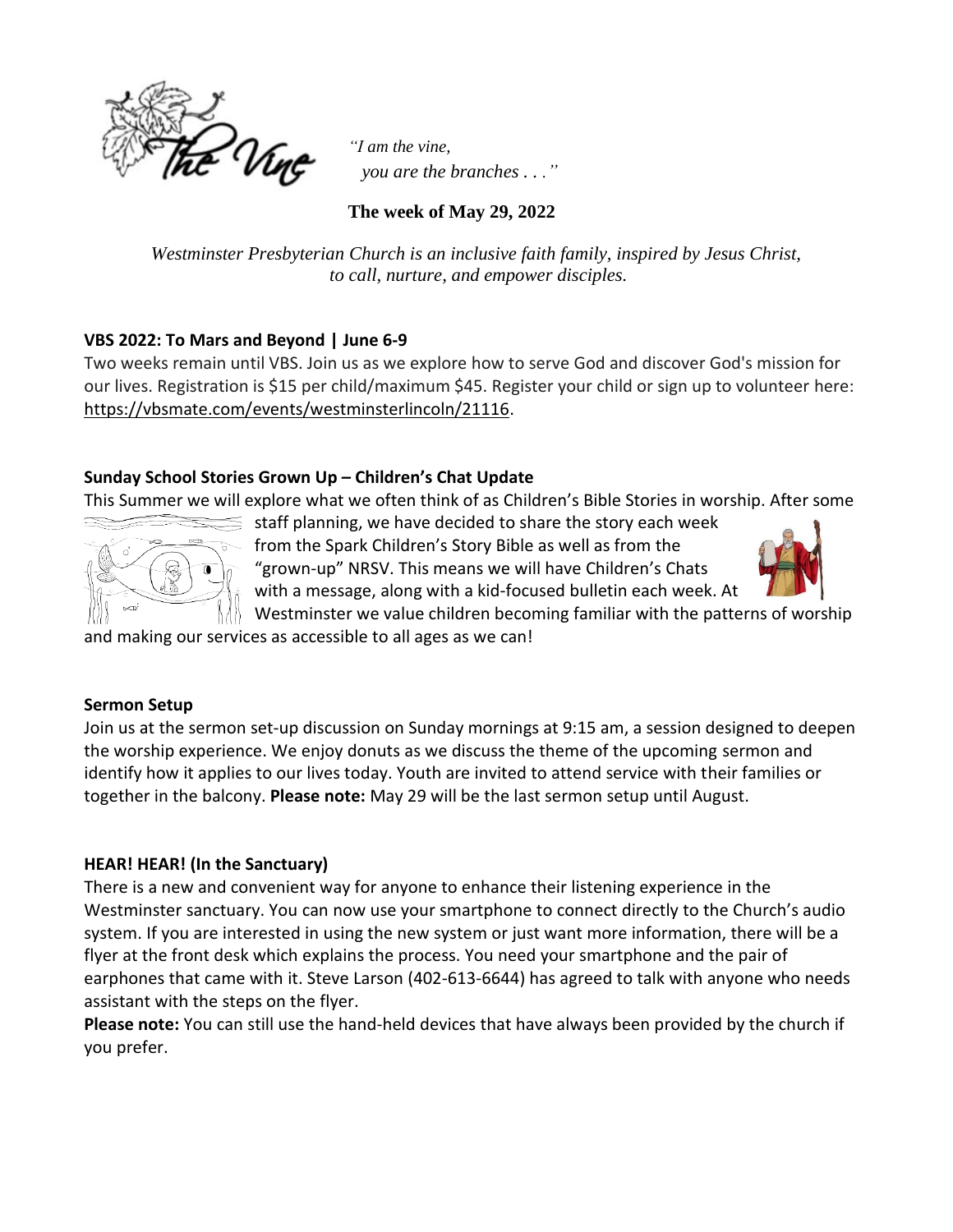*"I am the vine,*
*you are the branches . . ."*

**The week of May 29, 2022**

*Westminster Presbyterian Church is an inclusive faith family, inspired by Jesus Christ, to call, nurture, and empower disciples.*

**VBS 2022: To Mars and Beyond | June 6-9**

Two weeks remain until VBS. Join us as we explore how to serve God and discover God's mission for our lives. Registration is $15 per child/maximum $45. Register your child or sign up to volunteer here: https://vbsmate.com/events/westminsterlincoln/21116.

**Sunday School Stories Grown Up – Children's Chat Update**

This Summer we will explore what we often think of as Children's Bible Stories in worship. After some staff planning, we have decided to share the story each week from the Spark Children's Story Bible as well as from the "grown-up" NRSV. This means we will have Children's Chats with a message, along with a kid-focused bulletin each week. At Westminster we value children becoming familiar with the patterns of worship and making our services as accessible to all ages as we can!

**Sermon Setup**

Join us at the sermon set-up discussion on Sunday mornings at 9:15 am, a session designed to deepen the worship experience. We enjoy donuts as we discuss the theme of the upcoming sermon and identify how it applies to our lives today. Youth are invited to attend service with their families or together in the balcony. **Please note:** May 29 will be the last sermon setup until August.

**HEAR! HEAR! (In the Sanctuary)**

There is a new and convenient way for anyone to enhance their listening experience in the Westminster sanctuary. You can now use your smartphone to connect directly to the Church's audio system. If you are interested in using the new system or just want more information, there will be a flyer at the front desk which explains the process. You need your smartphone and the pair of earphones that came with it. Steve Larson (402-613-6644) has agreed to talk with anyone who needs assistant with the steps on the flyer.

**Please note:** You can still use the hand-held devices that have always been provided by the church if you prefer.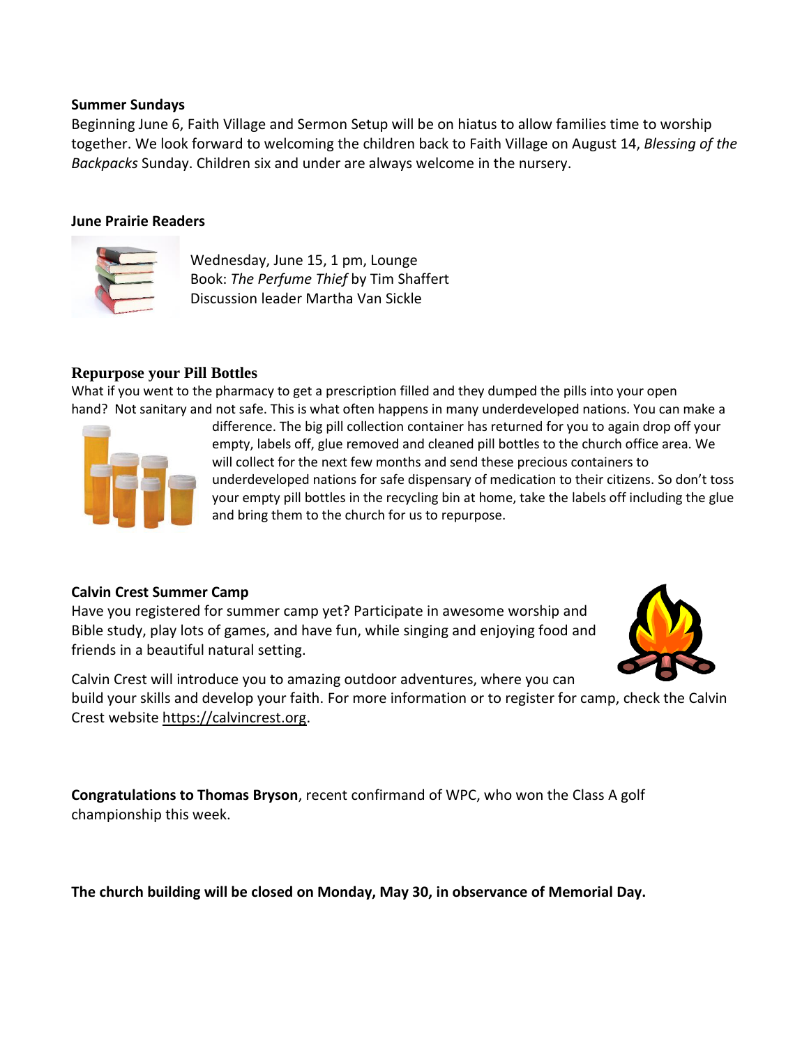**Summer Sundays**

Beginning June 6, Faith Village and Sermon Setup will be on hiatus to allow families time to worship together. We look forward to welcoming the children back to Faith Village on August 14, *Blessing of the Backpacks* Sunday. Children six and under are always welcome in the nursery.

**June Prairie Readers**

Wednesday, June 15, 1 pm, Lounge
Book: *The Perfume Thief* by Tim Shaffert
Discussion leader Martha Van Sickle

**Repurpose your Pill Bottles**

What if you went to the pharmacy to get a prescription filled and they dumped the pills into your open hand? Not sanitary and not safe. This is what often happens in many underdeveloped nations. You can make a difference. The big pill collection container has returned for you to again drop off your empty, labels off, glue removed and cleaned pill bottles to the church office area. We will collect for the next few months and send these precious containers to underdeveloped nations for safe dispensary of medication to their citizens. So don't toss your empty pill bottles in the recycling bin at home, take the labels off including the glue and bring them to the church for us to repurpose.

**Calvin Crest Summer Camp**

Have you registered for summer camp yet? Participate in awesome worship and Bible study, play lots of games, and have fun, while singing and enjoying food and friends in a beautiful natural setting.

Calvin Crest will introduce you to amazing outdoor adventures, where you can build your skills and develop your faith. For more information or to register for camp, check the Calvin Crest website https://calvincrest.org.

**Congratulations to Thomas Bryson**, recent confirmand of WPC, who won the Class A golf championship this week.

**The church building will be closed on Monday, May 30, in observance of Memorial Day.**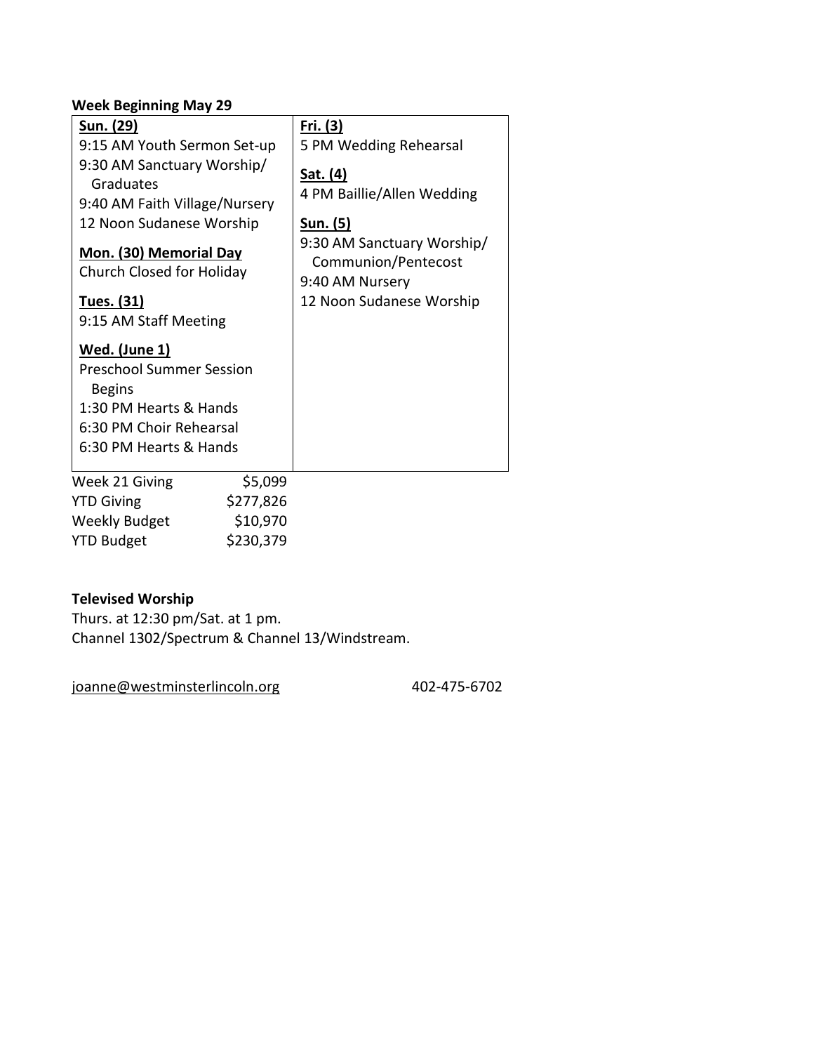**Week Beginning May 29**

**Sun. (29)**
9:15 AM Youth Sermon Set-up
9:30 AM Sanctuary Worship/ Graduates
9:40 AM Faith Village/Nursery
12 Noon Sudanese Worship

**Mon. (30) Memorial Day**
Church Closed for Holiday

**Tues. (31)**
9:15 AM Staff Meeting

**Wed. (June 1)**
Preschool Summer Session Begins
1:30 PM Hearts & Hands
6:30 PM Choir Rehearsal
6:30 PM Hearts & Hands

**Fri. (3)**
5 PM Wedding Rehearsal

**Sat. (4)**
4 PM Baillie/Allen Wedding

**Sun. (5)**
9:30 AM Sanctuary Worship/ Communion/Pentecost
9:40 AM Nursery
12 Noon Sudanese Worship

| | |
|---|---|
| Week 21 Giving | $5,099 |
| YTD Giving | $277,826 |
| Weekly Budget | $10,970 |
| YTD Budget | $230,379 |

**Televised Worship**
Thurs. at 12:30 pm/Sat. at 1 pm.
Channel 1302/Spectrum & Channel 13/Windstream.

joanne@westminsterlincoln.org 402-475-6702